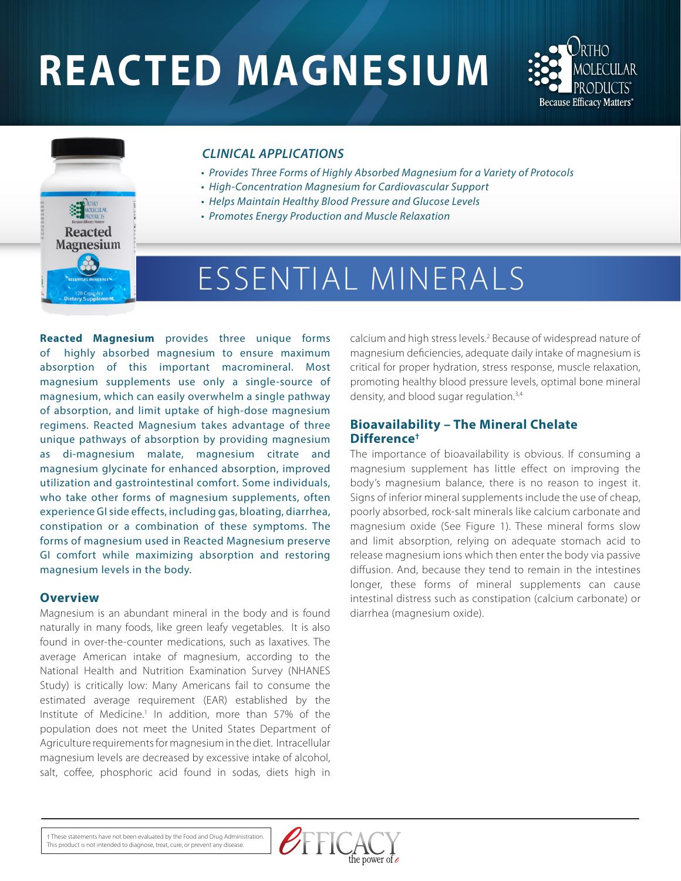# REACTED MAGNESIUM

### *CLINICAL APPLICATIONS*

- *Provides Three Forms of Highly Absorbed Magnesium for a Variety of Protocols*
- *High-Concentration Magnesium for Cardiovascular Support*
- *Helps Maintain Healthy Blood Pressure and Glucose Levels*
- *Promotes Energy Production and Muscle Relaxation*

## ESSENTIAL MINERALS

**Reacted Magnesium** provides three unique forms of highly absorbed magnesium to ensure maximum absorption of this important macromineral. Most magnesium supplements use only a single-source of magnesium, which can easily overwhelm a single pathway of absorption, and limit uptake of high-dose magnesium regimens. Reacted Magnesium takes advantage of three unique pathways of absorption by providing magnesium as di-magnesium malate, magnesium citrate and magnesium glycinate for enhanced absorption, improved utilization and gastrointestinal comfort. Some individuals, who take other forms of magnesium supplements, often experience GI side effects, including gas, bloating, diarrhea, constipation or a combination of these symptoms. The forms of magnesium used in Reacted Magnesium preserve GI comfort while maximizing absorption and restoring magnesium levels in the body.

### Overview

Magnesium is an abundant mineral in the body and is found naturally in many foods, like green leafy vegetables. It is also found in over-the-counter medications, such as laxatives. The average American intake of magnesium, according to the National Health and Nutrition Examination Survey (NHANES Study) is critically low: Many Americans fail to consume the estimated average requirement (EAR) established by the Institute of Medicine.[1] In addition, more than 57% of the population does not meet the United States Department of Agriculture requirements for magnesium in the diet. Intracellular magnesium levels are decreased by excessive intake of alcohol, salt, coffee, phosphoric acid found in sodas, diets high in calcium and high stress levels.[2] Because of widespread nature of magnesium deficiencies, adequate daily intake of magnesium is critical for proper hydration, stress response, muscle relaxation, promoting healthy blood pressure levels, optimal bone mineral density, and blood sugar regulation.[3,4]

### Bioavailability – The Mineral Chelate Difference†

The importance of bioavailability is obvious. If consuming a magnesium supplement has little effect on improving the body's magnesium balance, there is no reason to ingest it. Signs of inferior mineral supplements include the use of cheap, poorly absorbed, rock-salt minerals like calcium carbonate and magnesium oxide (See Figure 1). These mineral forms slow and limit absorption, relying on adequate stomach acid to release magnesium ions which then enter the body via passive diffusion. And, because they tend to remain in the intestines longer, these forms of mineral supplements can cause intestinal distress such as constipation (calcium carbonate) or diarrhea (magnesium oxide).

† These statements have not been evaluated by the Food and Drug Administration. This product is not intended to diagnose, treat, cure, or prevent any disease.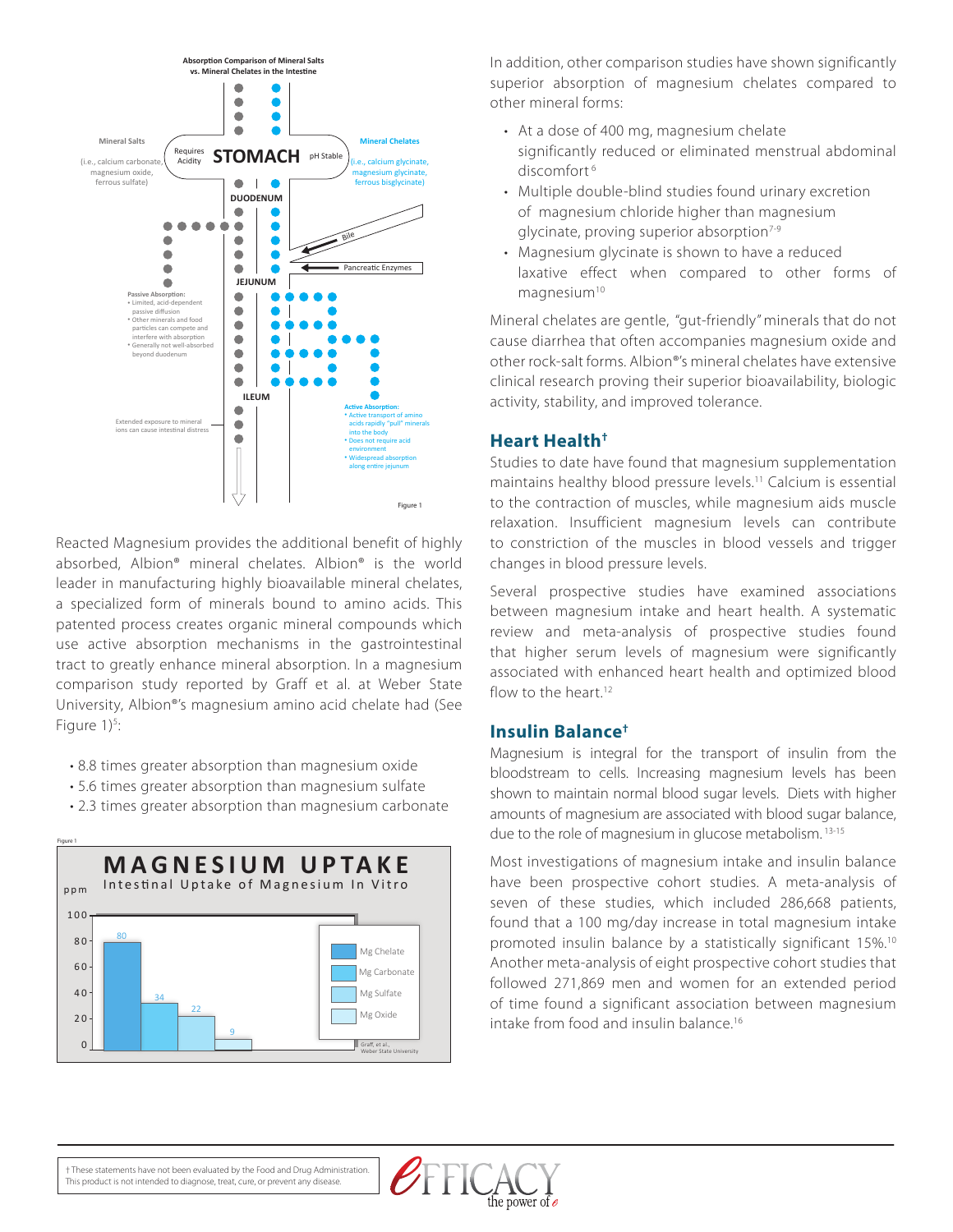**Absorption Comparison of Mineral Salts vs. Mineral Chelates in the Intestine**

Mineral Salts (i.e., calcium carbonate, magnesium oxide, ferrous sulfate)

Requires Acidity — STOMACH — pH Stable

Mineral Chelates (i.e., calcium glycinate, magnesium glycinate, ferrous bisglycinate)

DUODENUM

Bile

Pancreatic Enzymes

JEJUNUM

Passive Absorption:
- Limited, acid-dependent passive diffusion
- Other minerals and food particles can compete and interfere with absorption
- Generally not well-absorbed beyond duodenum

ILEUM

Extended exposure to mineral ions can cause intestinal distress

Active Absorption:
- Active transport of amino acids rapidly "pull" minerals into the body
- Does not require acid environment
- Widespread absorption along entire jejunum

Figure 1

Reacted Magnesium provides the additional benefit of highly absorbed, Albion® mineral chelates. Albion® is the world leader in manufacturing highly bioavailable mineral chelates, a specialized form of minerals bound to amino acids. This patented process creates organic mineral compounds which use active absorption mechanisms in the gastrointestinal tract to greatly enhance mineral absorption. In a magnesium comparison study reported by Graff et al. at Weber State University, Albion®'s magnesium amino acid chelate had (See Figure 1)[5]:

- 8.8 times greater absorption than magnesium oxide
- 5.6 times greater absorption than magnesium sulfate
- 2.3 times greater absorption than magnesium carbonate

Figure 1

**MAGNESIUM UPTAKE**

Intestinal Uptake of Magnesium In Vitro

| Form | ppm |
|---|---|
| Mg Chelate | 80 |
| Mg Carbonate | 34 |
| Mg Sulfate | 22 |
| Mg Oxide | 9 |

Graff, et al., Weber State University

In addition, other comparison studies have shown significantly superior absorption of magnesium chelates compared to other mineral forms:

- At a dose of 400 mg, magnesium chelate significantly reduced or eliminated menstrual abdominal discomfort[6]
- Multiple double-blind studies found urinary excretion of magnesium chloride higher than magnesium glycinate, proving superior absorption[7-9]
- Magnesium glycinate is shown to have a reduced laxative effect when compared to other forms of magnesium[10]

Mineral chelates are gentle, "gut-friendly" minerals that do not cause diarrhea that often accompanies magnesium oxide and other rock-salt forms. Albion®'s mineral chelates have extensive clinical research proving their superior bioavailability, biologic activity, stability, and improved tolerance.

## Heart Health†

Studies to date have found that magnesium supplementation maintains healthy blood pressure levels.[11] Calcium is essential to the contraction of muscles, while magnesium aids muscle relaxation. Insufficient magnesium levels can contribute to constriction of the muscles in blood vessels and trigger changes in blood pressure levels.

Several prospective studies have examined associations between magnesium intake and heart health. A systematic review and meta-analysis of prospective studies found that higher serum levels of magnesium were significantly associated with enhanced heart health and optimized blood flow to the heart.[12]

## Insulin Balance†

Magnesium is integral for the transport of insulin from the bloodstream to cells. Increasing magnesium levels has been shown to maintain normal blood sugar levels. Diets with higher amounts of magnesium are associated with blood sugar balance, due to the role of magnesium in glucose metabolism.[13-15]

Most investigations of magnesium intake and insulin balance have been prospective cohort studies. A meta-analysis of seven of these studies, which included 286,668 patients, found that a 100 mg/day increase in total magnesium intake promoted insulin balance by a statistically significant 15%.[10] Another meta-analysis of eight prospective cohort studies that followed 271,869 men and women for an extended period of time found a significant association between magnesium intake from food and insulin balance.[16]

† These statements have not been evaluated by the Food and Drug Administration. This product is not intended to diagnose, treat, cure, or prevent any disease.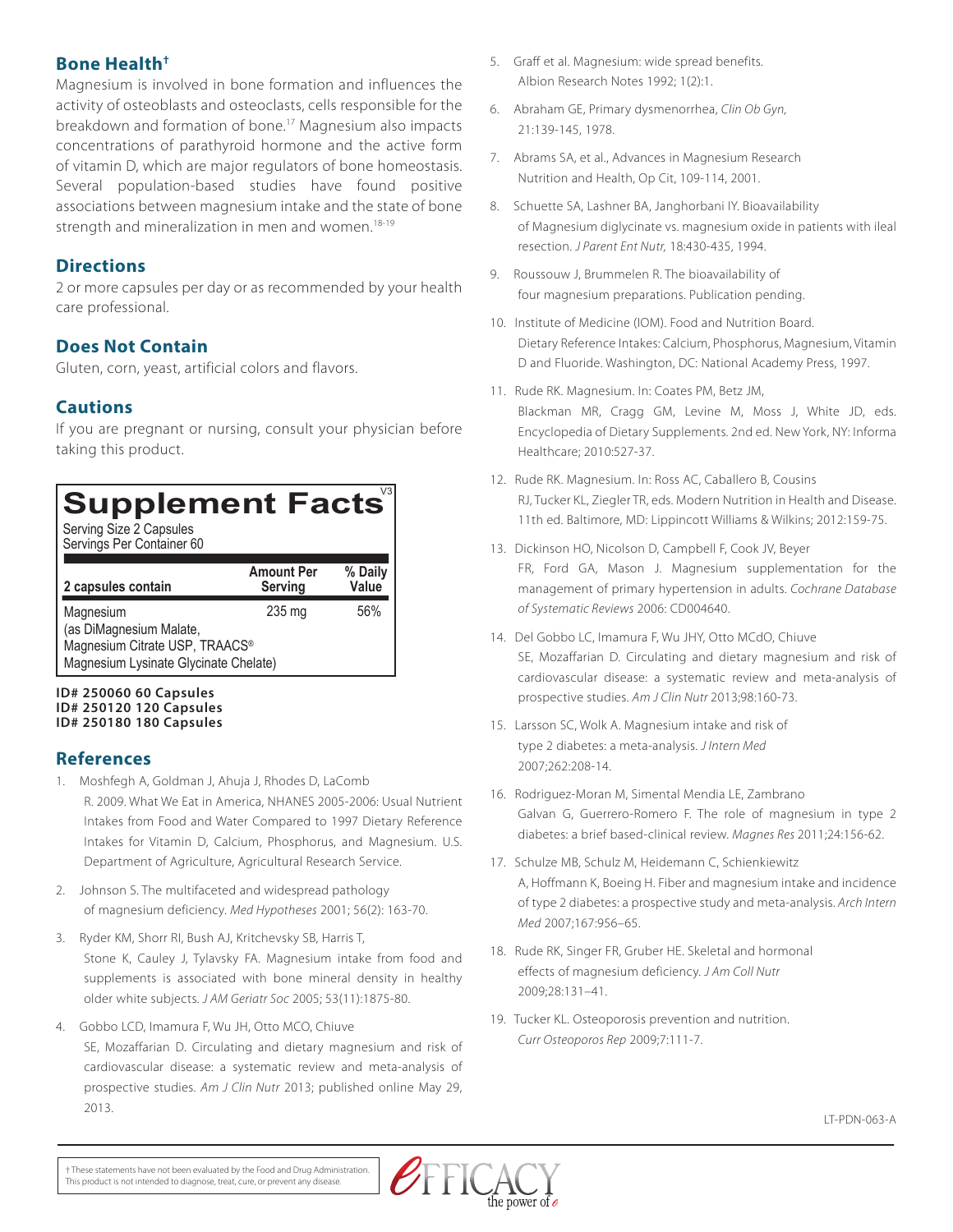## Bone Health†

Magnesium is involved in bone formation and influences the activity of osteoblasts and osteoclasts, cells responsible for the breakdown and formation of bone.[17] Magnesium also impacts concentrations of parathyroid hormone and the active form of vitamin D, which are major regulators of bone homeostasis. Several population-based studies have found positive associations between magnesium intake and the state of bone strength and mineralization in men and women.[18-19]

## Directions

2 or more capsules per day or as recommended by your health care professional.

## Does Not Contain

Gluten, corn, yeast, artificial colors and flavors.

## Cautions

If you are pregnant or nursing, consult your physician before taking this product.

**Supplement Facts** V3

Serving Size 2 Capsules
Servings Per Container 60

| 2 capsules contain | Amount Per Serving | % Daily Value |
|---|---|---|
| Magnesium (as DiMagnesium Malate, Magnesium Citrate USP, TRAACS® Magnesium Lysinate Glycinate Chelate) | 235 mg | 56% |

**ID# 250060 60 Capsules**
**ID# 250120 120 Capsules**
**ID# 250180 180 Capsules**

## References

1. Moshfegh A, Goldman J, Ahuja J, Rhodes D, LaComb R. 2009. What We Eat in America, NHANES 2005-2006: Usual Nutrient Intakes from Food and Water Compared to 1997 Dietary Reference Intakes for Vitamin D, Calcium, Phosphorus, and Magnesium. U.S. Department of Agriculture, Agricultural Research Service.
2. Johnson S. The multifaceted and widespread pathology of magnesium deficiency. *Med Hypotheses* 2001; 56(2): 163-70.
3. Ryder KM, Shorr RI, Bush AJ, Kritchevsky SB, Harris T, Stone K, Cauley J, Tylavsky FA. Magnesium intake from food and supplements is associated with bone mineral density in healthy older white subjects. *J AM Geriatr Soc* 2005; 53(11):1875-80.
4. Gobbo LCD, Imamura F, Wu JH, Otto MCO, Chiuve SE, Mozaffarian D. Circulating and dietary magnesium and risk of cardiovascular disease: a systematic review and meta-analysis of prospective studies. *Am J Clin Nutr* 2013; published online May 29, 2013.
5. Graff et al. Magnesium: wide spread benefits. Albion Research Notes 1992; 1(2):1.
6. Abraham GE, Primary dysmenorrhea, *Clin Ob Gyn,* 21:139-145, 1978.
7. Abrams SA, et al., Advances in Magnesium Research Nutrition and Health, Op Cit, 109-114, 2001.
8. Schuette SA, Lashner BA, Janghorbani IY. Bioavailability of Magnesium diglycinate vs. magnesium oxide in patients with ileal resection. *J Parent Ent Nutr,* 18:430-435, 1994.
9. Roussouw J, Brummelen R. The bioavailability of four magnesium preparations. Publication pending.
10. Institute of Medicine (IOM). Food and Nutrition Board. Dietary Reference Intakes: Calcium, Phosphorus, Magnesium, Vitamin D and Fluoride. Washington, DC: National Academy Press, 1997.
11. Rude RK. Magnesium. In: Coates PM, Betz JM, Blackman MR, Cragg GM, Levine M, Moss J, White JD, eds. Encyclopedia of Dietary Supplements. 2nd ed. New York, NY: Informa Healthcare; 2010:527-37.
12. Rude RK. Magnesium. In: Ross AC, Caballero B, Cousins RJ, Tucker KL, Ziegler TR, eds. Modern Nutrition in Health and Disease. 11th ed. Baltimore, MD: Lippincott Williams & Wilkins; 2012:159-75.
13. Dickinson HO, Nicolson D, Campbell F, Cook JV, Beyer FR, Ford GA, Mason J. Magnesium supplementation for the management of primary hypertension in adults. *Cochrane Database of Systematic Reviews* 2006: CD004640.
14. Del Gobbo LC, Imamura F, Wu JHY, Otto MCdO, Chiuve SE, Mozaffarian D. Circulating and dietary magnesium and risk of cardiovascular disease: a systematic review and meta-analysis of prospective studies. *Am J Clin Nutr* 2013;98:160-73.
15. Larsson SC, Wolk A. Magnesium intake and risk of type 2 diabetes: a meta-analysis. *J Intern Med* 2007;262:208-14.
16. Rodriguez-Moran M, Simental Mendia LE, Zambrano Galvan G, Guerrero-Romero F. The role of magnesium in type 2 diabetes: a brief based-clinical review. *Magnes Res* 2011;24:156-62.
17. Schulze MB, Schulz M, Heidemann C, Schienkiewitz A, Hoffmann K, Boeing H. Fiber and magnesium intake and incidence of type 2 diabetes: a prospective study and meta-analysis. *Arch Intern Med* 2007;167:956–65.
18. Rude RK, Singer FR, Gruber HE. Skeletal and hormonal effects of magnesium deficiency. *J Am Coll Nutr* 2009;28:131–41.
19. Tucker KL. Osteoporosis prevention and nutrition. *Curr Osteoporos Rep* 2009;7:111-7.

LT-PDN-063-A

† These statements have not been evaluated by the Food and Drug Administration. This product is not intended to diagnose, treat, cure, or prevent any disease.

EFFICACY the power of e